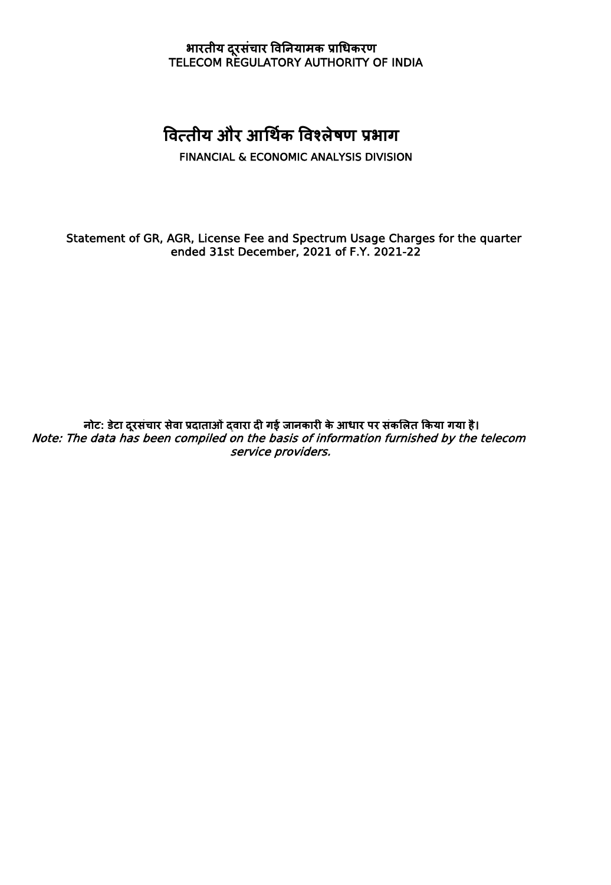**भारतीय दूरसंचार विनियामक प्राधिकरण**
TELECOM REGULATORY AUTHORITY OF INDIA

# वित्तीय और आर्थिक विश्लेषण प्रभाग

FINANCIAL & ECONOMIC ANALYSIS DIVISION

Statement of GR, AGR, License Fee and Spectrum Usage Charges for the quarter ended 31st December, 2021 of F.Y. 2021-22

**नोट: डेटा दूरसंचार सेवा प्रदाताओं द्वारा दी गई जानकारी के आधार पर संकलित किया गया है।**

*Note: The data has been compiled on the basis of information furnished by the telecom service providers.*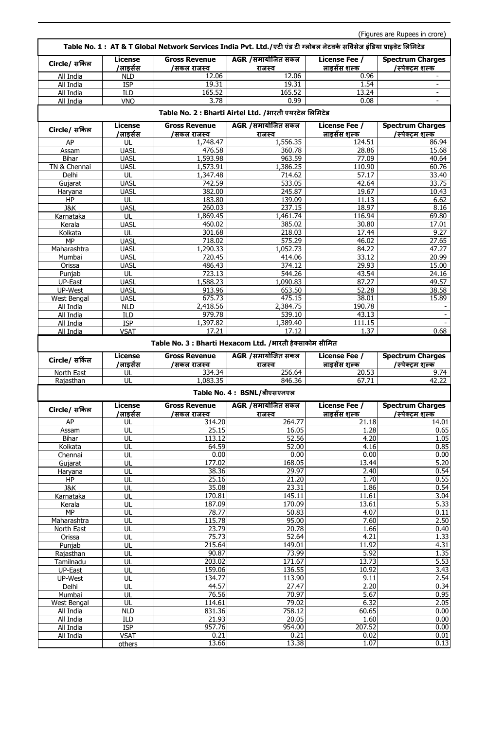(Figures are Rupees in crore)

**Table No. 1 : AT & T Global Network Services India Pvt. Ltd./एटी एंड टी ग्लोबल नेटवर्क सर्विसेज इंडिया प्राइवेट लिमिटेड**

| Circle/ सर्किल | License /लाइसेंस | Gross Revenue /सकल राजस्व | AGR /समायोजित सकल राजस्व | License Fee / लाइसेंस शुल्क | Spectrum Charges /स्पेक्ट्रम शुल्क |
|---|---|---|---|---|---|
| All India | NLD | 12.06 | 12.06 | 0.96 | - |
| All India | ISP | 19.31 | 19.31 | 1.54 | - |
| All India | ILD | 165.52 | 165.52 | 13.24 | - |
| All India | VNO | 3.78 | 0.99 | 0.08 | - |

**Table No. 2 : Bharti Airtel Ltd. /भारती एयरटेल लिमिटेड**

| Circle/ सर्किल | License /लाइसेंस | Gross Revenue /सकल राजस्व | AGR /समायोजित सकल राजस्व | License Fee / लाइसेंस शुल्क | Spectrum Charges /स्पेक्ट्रम शुल्क |
|---|---|---|---|---|---|
| AP | UL | 1,748.47 | 1,556.35 | 124.51 | 86.94 |
| Assam | UASL | 476.58 | 360.78 | 28.86 | 15.68 |
| Bihar | UASL | 1,593.98 | 963.59 | 77.09 | 40.64 |
| TN & Chennai | UASL | 1,573.91 | 1,386.25 | 110.90 | 60.76 |
| Delhi | UL | 1,347.48 | 714.62 | 57.17 | 33.40 |
| Gujarat | UASL | 742.59 | 533.05 | 42.64 | 33.75 |
| Haryana | UASL | 382.00 | 245.87 | 19.67 | 10.43 |
| HP | UL | 183.80 | 139.09 | 11.13 | 6.62 |
| J&K | UASL | 260.03 | 237.15 | 18.97 | 8.16 |
| Karnataka | UL | 1,869.45 | 1,461.74 | 116.94 | 69.80 |
| Kerala | UASL | 460.02 | 385.02 | 30.80 | 17.01 |
| Kolkata | UL | 301.68 | 218.03 | 17.44 | 9.27 |
| MP | UASL | 718.02 | 575.29 | 46.02 | 27.65 |
| Maharashtra | UASL | 1,290.33 | 1,052.73 | 84.22 | 47.27 |
| Mumbai | UASL | 720.45 | 414.06 | 33.12 | 20.99 |
| Orissa | UASL | 486.43 | 374.12 | 29.93 | 15.00 |
| Punjab | UL | 723.13 | 544.26 | 43.54 | 24.16 |
| UP-East | UASL | 1,588.23 | 1,090.83 | 87.27 | 49.57 |
| UP-West | UASL | 913.96 | 653.50 | 52.28 | 38.58 |
| West Bengal | UASL | 675.73 | 475.15 | 38.01 | 15.89 |
| All India | NLD | 2,418.56 | 2,384.75 | 190.78 | - |
| All India | ILD | 979.78 | 539.10 | 43.13 | - |
| All India | ISP | 1,397.82 | 1,389.40 | 111.15 | - |
| All India | VSAT | 17.21 | 17.12 | 1.37 | 0.68 |

**Table No. 3 : Bharti Hexacom Ltd. /भारती हेक्साकोम सीमित**

| Circle/ सर्किल | License /लाइसेंस | Gross Revenue /सकल राजस्व | AGR /समायोजित सकल राजस्व | License Fee / लाइसेंस शुल्क | Spectrum Charges /स्पेक्ट्रम शुल्क |
|---|---|---|---|---|---|
| North East | UL | 334.34 | 256.64 | 20.53 | 9.74 |
| Rajasthan | UL | 1,083.35 | 846.36 | 67.71 | 42.22 |

**Table No. 4 : BSNL/बीएसएनएल**

| Circle/ सर्किल | License /लाइसेंस | Gross Revenue /सकल राजस्व | AGR /समायोजित सकल राजस्व | License Fee / लाइसेंस शुल्क | Spectrum Charges /स्पेक्ट्रम शुल्क |
|---|---|---|---|---|---|
| AP | UL | 314.20 | 264.77 | 21.18 | 14.01 |
| Assam | UL | 25.15 | 16.05 | 1.28 | 0.65 |
| Bihar | UL | 113.12 | 52.56 | 4.20 | 1.05 |
| Kolkata | UL | 64.59 | 52.00 | 4.16 | 0.85 |
| Chennai | UL | 0.00 | 0.00 | 0.00 | 0.00 |
| Gujarat | UL | 177.02 | 168.05 | 13.44 | 5.20 |
| Haryana | UL | 38.36 | 29.97 | 2.40 | 0.54 |
| HP | UL | 25.16 | 21.20 | 1.70 | 0.55 |
| J&K | UL | 35.08 | 23.31 | 1.86 | 0.54 |
| Karnataka | UL | 170.81 | 145.11 | 11.61 | 3.04 |
| Kerala | UL | 187.09 | 170.09 | 13.61 | 5.33 |
| MP | UL | 78.77 | 50.83 | 4.07 | 0.11 |
| Maharashtra | UL | 115.78 | 95.00 | 7.60 | 2.50 |
| North East | UL | 23.79 | 20.78 | 1.66 | 0.40 |
| Orissa | UL | 75.73 | 52.64 | 4.21 | 1.33 |
| Punjab | UL | 215.64 | 149.01 | 11.92 | 4.31 |
| Rajasthan | UL | 90.87 | 73.99 | 5.92 | 1.35 |
| Tamilnadu | UL | 203.02 | 171.67 | 13.73 | 5.53 |
| UP-East | UL | 159.06 | 136.55 | 10.92 | 3.43 |
| UP-West | UL | 134.77 | 113.90 | 9.11 | 2.54 |
| Delhi | UL | 44.57 | 27.47 | 2.20 | 0.34 |
| Mumbai | UL | 76.56 | 70.97 | 5.67 | 0.95 |
| West Bengal | UL | 114.61 | 79.02 | 6.32 | 2.05 |
| All India | NLD | 831.36 | 758.12 | 60.65 | 0.00 |
| All India | ILD | 21.93 | 20.05 | 1.60 | 0.00 |
| All India | ISP | 957.76 | 954.00 | 207.52 | 0.00 |
| All India | VSAT | 0.21 | 0.21 | 0.02 | 0.01 |
| | others | 13.66 | 13.38 | 1.07 | 0.13 |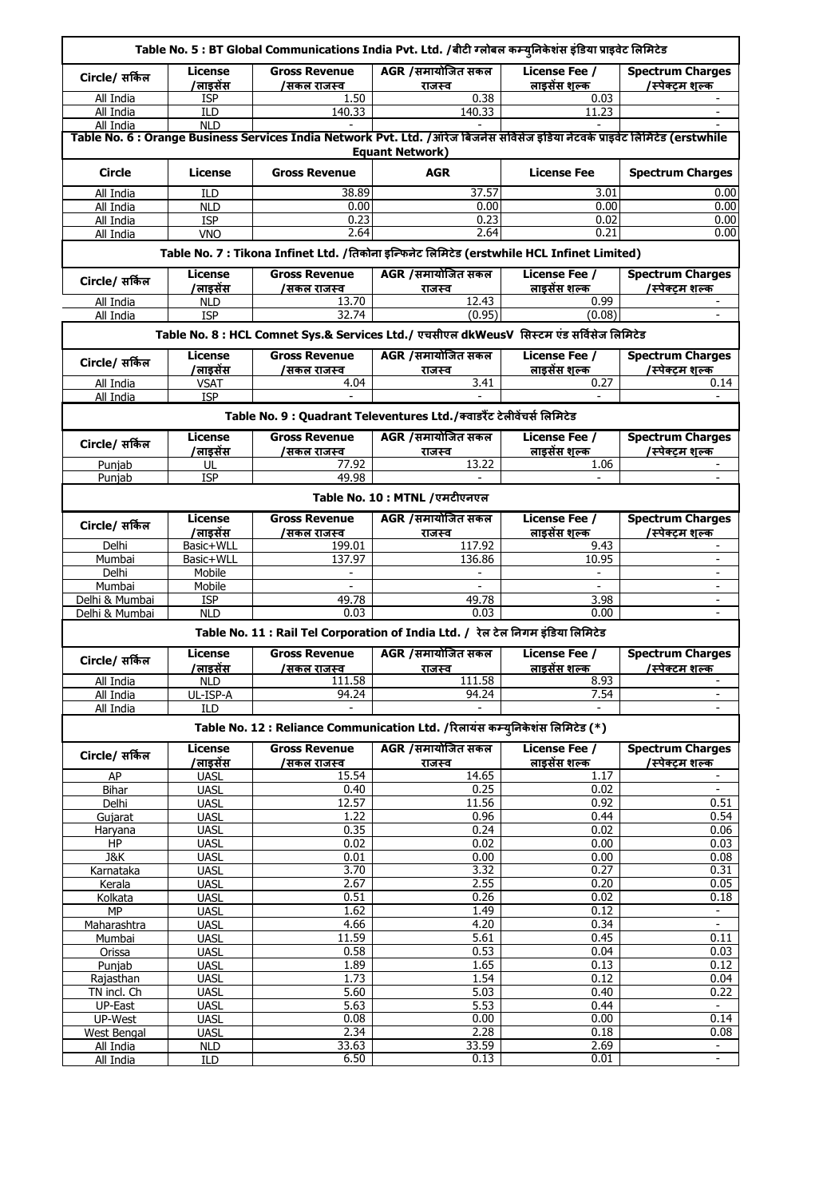**Table No. 5 : BT Global Communications India Pvt. Ltd. /बीटी ग्लोबल कम्युनिकेशंस इंडिया प्राइवेट लिमिटेड**

| Circle/ सर्किल | License /लाइसेंस | Gross Revenue /सकल राजस्व | AGR /समायोजित सकल राजस्व | License Fee / लाइसेंस शुल्क | Spectrum Charges /स्पेक्ट्रम शुल्क |
|---|---|---|---|---|---|
| All India | ISP | 1.50 | 0.38 | 0.03 | - |
| All India | ILD | 140.33 | 140.33 | 11.23 | - |
| All India | NLD | - | - | - | - |

**Table No. 6 : Orange Business Services India Network Pvt. Ltd. /ऑरेंज बिजनेस सर्विसेज इंडिया नेटवर्क प्राइवेट लिमिटेड (erstwhile Equant Network)**

| Circle | License | Gross Revenue | AGR | License Fee | Spectrum Charges |
|---|---|---|---|---|---|
| All India | ILD | 38.89 | 37.57 | 3.01 | 0.00 |
| All India | NLD | 0.00 | 0.00 | 0.00 | 0.00 |
| All India | ISP | 0.23 | 0.23 | 0.02 | 0.00 |
| All India | VNO | 2.64 | 2.64 | 0.21 | 0.00 |

**Table No. 7 : Tikona Infinet Ltd. /तिकोना इन्फिनेट लिमिटेड (erstwhile HCL Infinet Limited)**

| Circle/ सर्किल | License /लाइसेंस | Gross Revenue /सकल राजस्व | AGR /समायोजित सकल राजस्व | License Fee / लाइसेंस शुल्क | Spectrum Charges /स्पेक्ट्रम शुल्क |
|---|---|---|---|---|---|
| All India | NLD | 13.70 | 12.43 | 0.99 | - |
| All India | ISP | 32.74 | (0.95) | (0.08) | - |

**Table No. 8 : HCL Comnet Sys.& Services Ltd./ एचसीएल dkWeusV सिस्टम एंड सर्विसेज लिमिटेड**

| Circle/ सर्किल | License /लाइसेंस | Gross Revenue /सकल राजस्व | AGR /समायोजित सकल राजस्व | License Fee / लाइसेंस शुल्क | Spectrum Charges /स्पेक्ट्रम शुल्क |
|---|---|---|---|---|---|
| All India | VSAT | 4.04 | 3.41 | 0.27 | 0.14 |
| All India | ISP | - | - | - | - |

**Table No. 9 : Quadrant Televentures Ltd./क्वाडरैंट टेलीवेंचर्स लिमिटेड**

| Circle/ सर्किल | License /लाइसेंस | Gross Revenue /सकल राजस्व | AGR /समायोजित सकल राजस्व | License Fee / लाइसेंस शुल्क | Spectrum Charges /स्पेक्ट्रम शुल्क |
|---|---|---|---|---|---|
| Punjab | UL | 77.92 | 13.22 | 1.06 | - |
| Punjab | ISP | 49.98 | - | - | - |

**Table No. 10 : MTNL /एमटीएनएल**

| Circle/ सर्किल | License /लाइसेंस | Gross Revenue /सकल राजस्व | AGR /समायोजित सकल राजस्व | License Fee / लाइसेंस शुल्क | Spectrum Charges /स्पेक्ट्रम शुल्क |
|---|---|---|---|---|---|
| Delhi | Basic+WLL | 199.01 | 117.92 | 9.43 | - |
| Mumbai | Basic+WLL | 137.97 | 136.86 | 10.95 | - |
| Delhi | Mobile | - | - | - | - |
| Mumbai | Mobile | - | - | - | - |
| Delhi & Mumbai | ISP | 49.78 | 49.78 | 3.98 | - |
| Delhi & Mumbai | NLD | 0.03 | 0.03 | 0.00 | - |

**Table No. 11 : Rail Tel Corporation of India Ltd. / रेल टेल निगम इंडिया लिमिटेड**

| Circle/ सर्किल | License /लाइसेंस | Gross Revenue /सकल राजस्व | AGR /समायोजित सकल राजस्व | License Fee / लाइसेंस शुल्क | Spectrum Charges /स्पेक्ट्रम शुल्क |
|---|---|---|---|---|---|
| All India | NLD | 111.58 | 111.58 | 8.93 | - |
| All India | UL-ISP-A | 94.24 | 94.24 | 7.54 | - |
| All India | ILD | - | - | - | - |

**Table No. 12 : Reliance Communication Ltd. /रिलायंस कम्युनिकेशंस लिमिटेड (*)**

| Circle/ सर्किल | License /लाइसेंस | Gross Revenue /सकल राजस्व | AGR /समायोजित सकल राजस्व | License Fee / लाइसेंस शुल्क | Spectrum Charges /स्पेक्ट्रम शुल्क |
|---|---|---|---|---|---|
| AP | UASL | 15.54 | 14.65 | 1.17 | - |
| Bihar | UASL | 0.40 | 0.25 | 0.02 | - |
| Delhi | UASL | 12.57 | 11.56 | 0.92 | 0.51 |
| Gujarat | UASL | 1.22 | 0.96 | 0.44 | 0.54 |
| Haryana | UASL | 0.35 | 0.24 | 0.02 | 0.06 |
| HP | UASL | 0.02 | 0.02 | 0.00 | 0.03 |
| J&K | UASL | 0.01 | 0.00 | 0.00 | 0.08 |
| Karnataka | UASL | 3.70 | 3.32 | 0.27 | 0.31 |
| Kerala | UASL | 2.67 | 2.55 | 0.20 | 0.05 |
| Kolkata | UASL | 0.51 | 0.26 | 0.02 | 0.18 |
| MP | UASL | 1.62 | 1.49 | 0.12 | - |
| Maharashtra | UASL | 4.66 | 4.20 | 0.34 | - |
| Mumbai | UASL | 11.59 | 5.61 | 0.45 | 0.11 |
| Orissa | UASL | 0.58 | 0.53 | 0.04 | 0.03 |
| Punjab | UASL | 1.89 | 1.65 | 0.13 | 0.12 |
| Rajasthan | UASL | 1.73 | 1.54 | 0.12 | 0.04 |
| TN incl. Ch | UASL | 5.60 | 5.03 | 0.40 | 0.22 |
| UP-East | UASL | 5.63 | 5.53 | 0.44 | - |
| UP-West | UASL | 0.08 | 0.00 | 0.00 | 0.14 |
| West Bengal | UASL | 2.34 | 2.28 | 0.18 | 0.08 |
| All India | NLD | 33.63 | 33.59 | 2.69 | - |
| All India | ILD | 6.50 | 0.13 | 0.01 | - |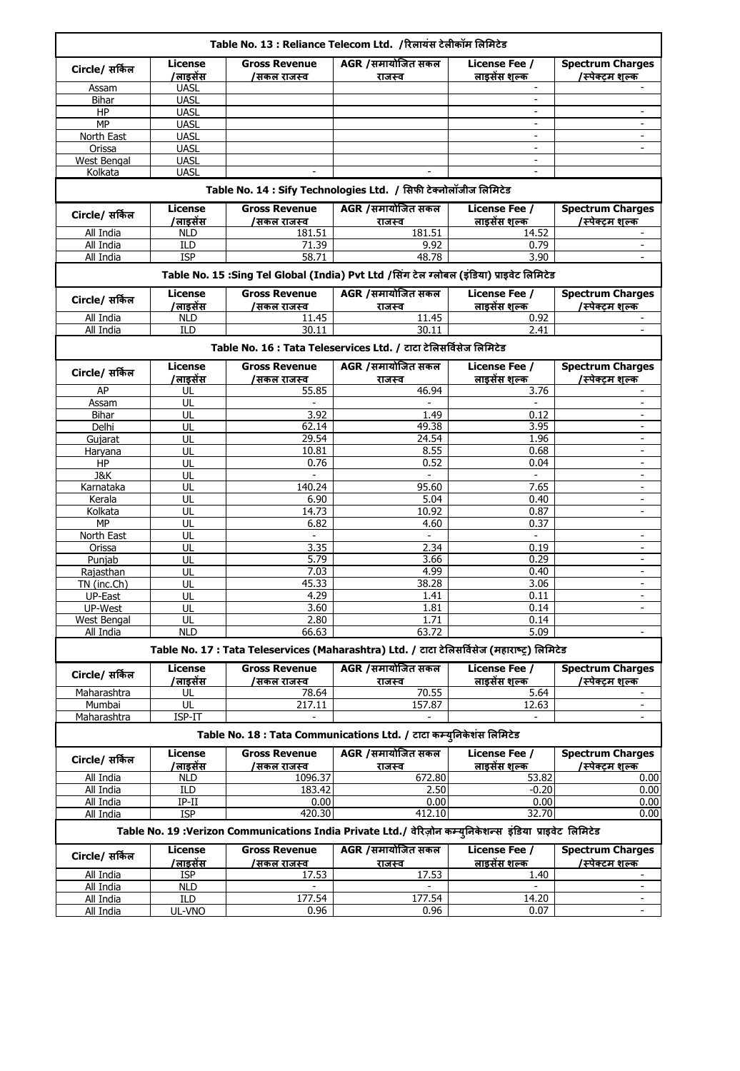| Table No. 13 : Reliance Telecom Ltd. /रिलायंस टेलीकॉम लिमिटेड | | | | | |
|---|---|---|---|---|---|
| Circle/ सर्किल | License /लाइसेंस | Gross Revenue /सकल राजस्व | AGR /समायोजित सकल राजस्व | License Fee / लाइसेंस शुल्क | Spectrum Charges /स्पेक्ट्रम शुल्क |
| Assam | UASL | | | - | - |
| Bihar | UASL | | | - | |
| HP | UASL | | | - | - |
| MP | UASL | | | - | - |
| North East | UASL | | | - | - |
| Orissa | UASL | | | - | - |
| West Bengal | UASL | | | - | |
| Kolkata | UASL | - | - | - | |

| Table No. 14 : Sify Technologies Ltd. / सिफी टेक्नोलॉजीज लिमिटेड | | | | | |
|---|---|---|---|---|---|
| Circle/ सर्किल | License /लाइसेंस | Gross Revenue /सकल राजस्व | AGR /समायोजित सकल राजस्व | License Fee / लाइसेंस शुल्क | Spectrum Charges /स्पेक्ट्रम शुल्क |
| All India | NLD | 181.51 | 181.51 | 14.52 | - |
| All India | ILD | 71.39 | 9.92 | 0.79 | - |
| All India | ISP | 58.71 | 48.78 | 3.90 | - |

| Table No. 15 :Sing Tel Global (India) Pvt Ltd /सिंग टेल ग्लोबल (इंडिया) प्राइवेट लिमिटेड | | | | | |
|---|---|---|---|---|---|
| Circle/ सर्किल | License /लाइसेंस | Gross Revenue /सकल राजस्व | AGR /समायोजित सकल राजस्व | License Fee / लाइसेंस शुल्क | Spectrum Charges /स्पेक्ट्रम शुल्क |
| All India | NLD | 11.45 | 11.45 | 0.92 | - |
| All India | ILD | 30.11 | 30.11 | 2.41 | - |

| Table No. 16 : Tata Teleservices Ltd. / टाटा टेलिसर्विसेज लिमिटेड | | | | | |
|---|---|---|---|---|---|
| Circle/ सर्किल | License /लाइसेंस | Gross Revenue /सकल राजस्व | AGR /समायोजित सकल राजस्व | License Fee / लाइसेंस शुल्क | Spectrum Charges /स्पेक्ट्रम शुल्क |
| AP | UL | 55.85 | 46.94 | 3.76 | - |
| Assam | UL | - | - | - | - |
| Bihar | UL | 3.92 | 1.49 | 0.12 | - |
| Delhi | UL | 62.14 | 49.38 | 3.95 | - |
| Gujarat | UL | 29.54 | 24.54 | 1.96 | - |
| Haryana | UL | 10.81 | 8.55 | 0.68 | - |
| HP | UL | 0.76 | 0.52 | 0.04 | - |
| J&K | UL | - | - | - | - |
| Karnataka | UL | 140.24 | 95.60 | 7.65 | - |
| Kerala | UL | 6.90 | 5.04 | 0.40 | - |
| Kolkata | UL | 14.73 | 10.92 | 0.87 | - |
| MP | UL | 6.82 | 4.60 | 0.37 | |
| North East | UL | - | - | - | - |
| Orissa | UL | 3.35 | 2.34 | 0.19 | - |
| Punjab | UL | 5.79 | 3.66 | 0.29 | - |
| Rajasthan | UL | 7.03 | 4.99 | 0.40 | - |
| TN (inc.Ch) | UL | 45.33 | 38.28 | 3.06 | - |
| UP-East | UL | 4.29 | 1.41 | 0.11 | - |
| UP-West | UL | 3.60 | 1.81 | 0.14 | - |
| West Bengal | UL | 2.80 | 1.71 | 0.14 | |
| All India | NLD | 66.63 | 63.72 | 5.09 | - |

| Table No. 17 : Tata Teleservices (Maharashtra) Ltd. / टाटा टेलिसर्विसेज (महाराष्ट्र) लिमिटेड | | | | | |
|---|---|---|---|---|---|
| Circle/ सर्किल | License /लाइसेंस | Gross Revenue /सकल राजस्व | AGR /समायोजित सकल राजस्व | License Fee / लाइसेंस शुल्क | Spectrum Charges /स्पेक्ट्रम शुल्क |
| Maharashtra | UL | 78.64 | 70.55 | 5.64 | - |
| Mumbai | UL | 217.11 | 157.87 | 12.63 | - |
| Maharashtra | ISP-IT | - | - | - | - |

| Table No. 18 : Tata Communications Ltd. / टाटा कम्युनिकेशंस लिमिटेड | | | | | |
|---|---|---|---|---|---|
| Circle/ सर्किल | License /लाइसेंस | Gross Revenue /सकल राजस्व | AGR /समायोजित सकल राजस्व | License Fee / लाइसेंस शुल्क | Spectrum Charges /स्पेक्ट्रम शुल्क |
| All India | NLD | 1096.37 | 672.80 | 53.82 | 0.00 |
| All India | ILD | 183.42 | 2.50 | -0.20 | 0.00 |
| All India | IP-II | 0.00 | 0.00 | 0.00 | 0.00 |
| All India | ISP | 420.30 | 412.10 | 32.70 | 0.00 |

| Table No. 19 :Verizon Communications India Private Ltd./ वेरिज़ोन कम्युनिकेशन्स इंडिया प्राइवेट लिमिटेड | | | | | |
|---|---|---|---|---|---|
| Circle/ सर्किल | License /लाइसेंस | Gross Revenue /सकल राजस्व | AGR /समायोजित सकल राजस्व | License Fee / लाइसेंस शुल्क | Spectrum Charges /स्पेक्टम शुल्क |
| All India | ISP | 17.53 | 17.53 | 1.40 | - |
| All India | NLD | - | - | - | - |
| All India | ILD | 177.54 | 177.54 | 14.20 | - |
| All India | UL-VNO | 0.96 | 0.96 | 0.07 | - |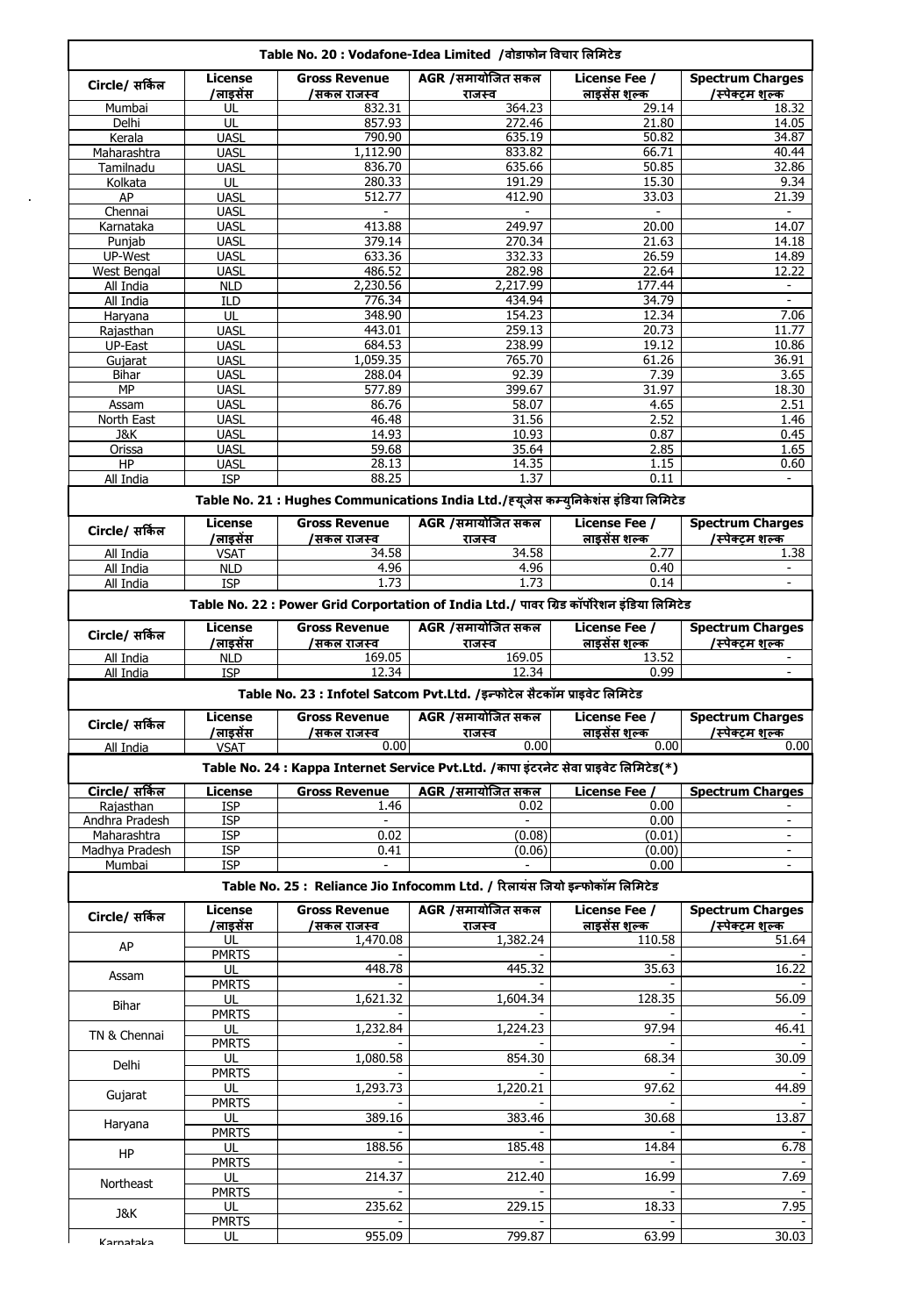## Table No. 20 : Vodafone-Idea Limited /वोडाफोन विचार लिमिटेड

| Circle/ सर्किल | License /लाइसेंस | Gross Revenue /सकल राजस्व | AGR /समायोजित सकल राजस्व | License Fee / लाइसेंस शुल्क | Spectrum Charges /स्पेक्ट्रम शुल्क |
|---|---|---|---|---|---|
| Mumbai | UL | 832.31 | 364.23 | 29.14 | 18.32 |
| Delhi | UL | 857.93 | 272.46 | 21.80 | 14.05 |
| Kerala | UASL | 790.90 | 635.19 | 50.82 | 34.87 |
| Maharashtra | UASL | 1,112.90 | 833.82 | 66.71 | 40.44 |
| Tamilnadu | UASL | 836.70 | 635.66 | 50.85 | 32.86 |
| Kolkata | UL | 280.33 | 191.29 | 15.30 | 9.34 |
| AP | UASL | 512.77 | 412.90 | 33.03 | 21.39 |
| Chennai | UASL | - | - | - | - |
| Karnataka | UASL | 413.88 | 249.97 | 20.00 | 14.07 |
| Punjab | UASL | 379.14 | 270.34 | 21.63 | 14.18 |
| UP-West | UASL | 633.36 | 332.33 | 26.59 | 14.89 |
| West Bengal | UASL | 486.52 | 282.98 | 22.64 | 12.22 |
| All India | NLD | 2,230.56 | 2,217.99 | 177.44 | - |
| All India | ILD | 776.34 | 434.94 | 34.79 | - |
| Haryana | UL | 348.90 | 154.23 | 12.34 | 7.06 |
| Rajasthan | UASL | 443.01 | 259.13 | 20.73 | 11.77 |
| UP-East | UASL | 684.53 | 238.99 | 19.12 | 10.86 |
| Gujarat | UASL | 1,059.35 | 765.70 | 61.26 | 36.91 |
| Bihar | UASL | 288.04 | 92.39 | 7.39 | 3.65 |
| MP | UASL | 577.89 | 399.67 | 31.97 | 18.30 |
| Assam | UASL | 86.76 | 58.07 | 4.65 | 2.51 |
| North East | UASL | 46.48 | 31.56 | 2.52 | 1.46 |
| J&K | UASL | 14.93 | 10.93 | 0.87 | 0.45 |
| Orissa | UASL | 59.68 | 35.64 | 2.85 | 1.65 |
| HP | UASL | 28.13 | 14.35 | 1.15 | 0.60 |
| All India | ISP | 88.25 | 1.37 | 0.11 | - |

## Table No. 21 : Hughes Communications India Ltd./ह्यूजेस कम्युनिकेशंस इंडिया लिमिटेड

| Circle/ सर्किल | License /लाइसेंस | Gross Revenue /सकल राजस्व | AGR /समायोजित सकल राजस्व | License Fee / लाइसेंस शुल्क | Spectrum Charges /स्पेक्ट्रम शुल्क |
|---|---|---|---|---|---|
| All India | VSAT | 34.58 | 34.58 | 2.77 | 1.38 |
| All India | NLD | 4.96 | 4.96 | 0.40 | - |
| All India | ISP | 1.73 | 1.73 | 0.14 | - |

## Table No. 22 : Power Grid Corportation of India Ltd./ पावर ग्रिड कॉर्पोरेशन इंडिया लिमिटेड

| Circle/ सर्किल | License /लाइसेंस | Gross Revenue /सकल राजस्व | AGR /समायोजित सकल राजस्व | License Fee / लाइसेंस शुल्क | Spectrum Charges /स्पेक्ट्रम शुल्क |
|---|---|---|---|---|---|
| All India | NLD | 169.05 | 169.05 | 13.52 | - |
| All India | ISP | 12.34 | 12.34 | 0.99 | - |

## Table No. 23 : Infotel Satcom Pvt.Ltd. /इन्फोटेल सैटकॉम प्राइवेट लिमिटेड

| Circle/ सर्किल | License /लाइसेंस | Gross Revenue /सकल राजस्व | AGR /समायोजित सकल राजस्व | License Fee / लाइसेंस शुल्क | Spectrum Charges /स्पेक्ट्रम शुल्क |
|---|---|---|---|---|---|
| All India | VSAT | 0.00 | 0.00 | 0.00 | 0.00 |

## Table No. 24 : Kappa Internet Service Pvt.Ltd. /कापा इंटरनेट सेवा प्राइवेट लिमिटेड(*)

| Circle/ सर्किल | License | Gross Revenue | AGR /समायोजित सकल | License Fee / | Spectrum Charges |
|---|---|---|---|---|---|
| Rajasthan | ISP | 1.46 | 0.02 | 0.00 | - |
| Andhra Pradesh | ISP | - | - | 0.00 | - |
| Maharashtra | ISP | 0.02 | (0.08) | (0.01) | - |
| Madhya Pradesh | ISP | 0.41 | (0.06) | (0.00) | - |
| Mumbai | ISP | - | - | 0.00 | - |

## Table No. 25 : Reliance Jio Infocomm Ltd. / रिलायंस जियो इन्फोकॉम लिमिटेड

| Circle/ सर्किल | License /लाइसेंस | Gross Revenue /सकल राजस्व | AGR /समायोजित सकल राजस्व | License Fee / लाइसेंस शुल्क | Spectrum Charges /स्पेक्ट्रम शुल्क |
|---|---|---|---|---|---|
| AP | UL | 1,470.08 | 1,382.24 | 110.58 | 51.64 |
| | PMRTS | - | - | - | - |
| Assam | UL | 448.78 | 445.32 | 35.63 | 16.22 |
| | PMRTS | - | - | - | - |
| Bihar | UL | 1,621.32 | 1,604.34 | 128.35 | 56.09 |
| | PMRTS | - | - | - | - |
| TN & Chennai | UL | 1,232.84 | 1,224.23 | 97.94 | 46.41 |
| | PMRTS | - | - | - | - |
| Delhi | UL | 1,080.58 | 854.30 | 68.34 | 30.09 |
| | PMRTS | - | - | - | - |
| Gujarat | UL | 1,293.73 | 1,220.21 | 97.62 | 44.89 |
| | PMRTS | - | - | - | - |
| Haryana | UL | 389.16 | 383.46 | 30.68 | 13.87 |
| | PMRTS | - | - | - | - |
| HP | UL | 188.56 | 185.48 | 14.84 | 6.78 |
| | PMRTS | - | - | - | - |
| Northeast | UL | 214.37 | 212.40 | 16.99 | 7.69 |
| | PMRTS | - | - | - | - |
| J&K | UL | 235.62 | 229.15 | 18.33 | 7.95 |
| | PMRTS | - | - | - | - |
| Karnataka | UL | 955.09 | 799.87 | 63.99 | 30.03 |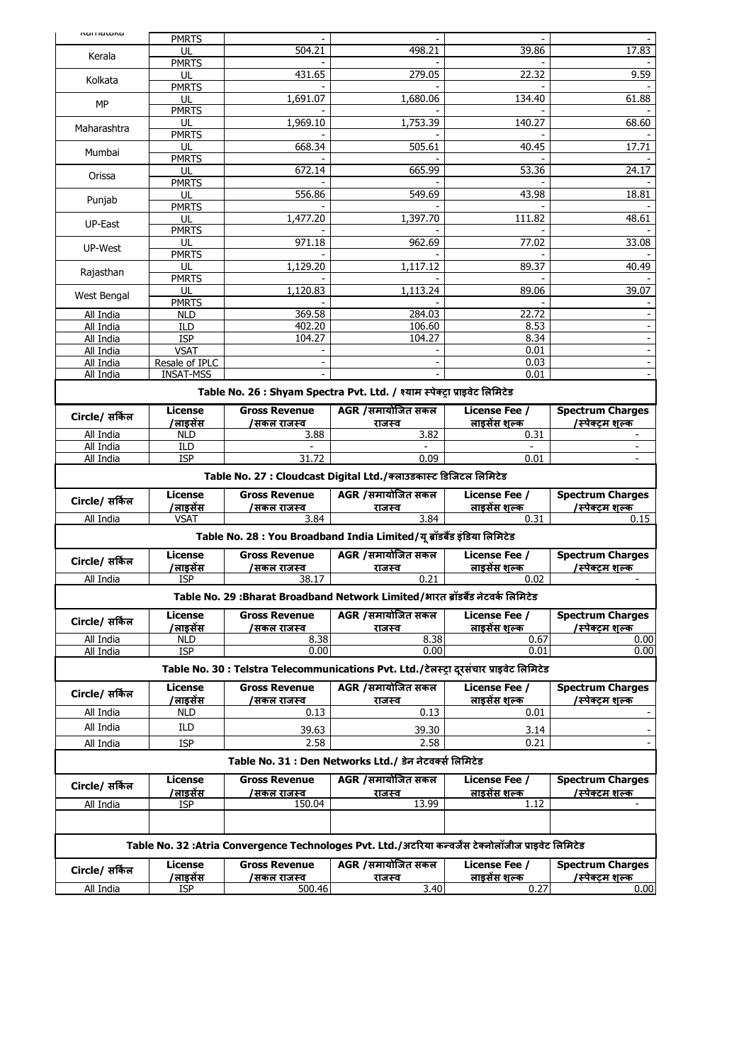| Circle/ सर्किल | License /लाइसेंस | Gross Revenue /सकल राजस्व | AGR /समायोजित सकल राजस्व | License Fee / लाइसेंस शुल्क | Spectrum Charges /स्पेक्ट्रम शुल्क |
|---|---|---|---|---|---|
| Karnataka | PMRTS | - | - | - | - |
| Kerala | UL | 504.21 | 498.21 | 39.86 | 17.83 |
| | PMRTS | - | - | - | - |
| Kolkata | UL | 431.65 | 279.05 | 22.32 | 9.59 |
| | PMRTS | - | - | - | - |
| MP | UL | 1,691.07 | 1,680.06 | 134.40 | 61.88 |
| | PMRTS | - | - | - | - |
| Maharashtra | UL | 1,969.10 | 1,753.39 | 140.27 | 68.60 |
| | PMRTS | - | - | - | - |
| Mumbai | UL | 668.34 | 505.61 | 40.45 | 17.71 |
| | PMRTS | - | - | - | - |
| Orissa | UL | 672.14 | 665.99 | 53.36 | 24.17 |
| | PMRTS | - | - | - | - |
| Punjab | UL | 556.86 | 549.69 | 43.98 | 18.81 |
| | PMRTS | - | - | - | - |
| UP-East | UL | 1,477.20 | 1,397.70 | 111.82 | 48.61 |
| | PMRTS | - | - | - | - |
| UP-West | UL | 971.18 | 962.69 | 77.02 | 33.08 |
| | PMRTS | - | - | - | - |
| Rajasthan | UL | 1,129.20 | 1,117.12 | 89.37 | 40.49 |
| | PMRTS | - | - | - | - |
| West Bengal | UL | 1,120.83 | 1,113.24 | 89.06 | 39.07 |
| | PMRTS | - | - | - | - |
| All India | NLD | 369.58 | 284.03 | 22.72 | - |
| All India | ILD | 402.20 | 106.60 | 8.53 | - |
| All India | ISP | 104.27 | 104.27 | 8.34 | - |
| All India | VSAT | - | - | 0.01 | - |
| All India | Resale of IPLC | - | - | 0.03 | - |
| All India | INSAT-MSS | - | - | 0.01 | - |

**Table No. 26 : Shyam Spectra Pvt. Ltd. / श्याम स्पेक्ट्रा प्राइवेट लिमिटेड**

| Circle/ सर्किल | License /लाइसेंस | Gross Revenue /सकल राजस्व | AGR /समायोजित सकल राजस्व | License Fee / लाइसेंस शुल्क | Spectrum Charges /स्पेक्ट्रम शुल्क |
|---|---|---|---|---|---|
| All India | NLD | 3.88 | 3.82 | 0.31 | - |
| All India | ILD | - | - | - | - |
| All India | ISP | 31.72 | 0.09 | 0.01 | - |

**Table No. 27 : Cloudcast Digital Ltd./क्लाउडकास्ट डिजिटल लिमिटेड**

| Circle/ सर्किल | License /लाइसेंस | Gross Revenue /सकल राजस्व | AGR /समायोजित सकल राजस्व | License Fee / लाइसेंस शुल्क | Spectrum Charges /स्पेक्ट्रम शुल्क |
|---|---|---|---|---|---|
| All India | VSAT | 3.84 | 3.84 | 0.31 | 0.15 |

**Table No. 28 : You Broadband India Limited/यू ब्रॉडबैंड इंडिया लिमिटेड**

| Circle/ सर्किल | License /लाइसेंस | Gross Revenue /सकल राजस्व | AGR /समायोजित सकल राजस्व | License Fee / लाइसेंस शुल्क | Spectrum Charges /स्पेक्ट्रम शुल्क |
|---|---|---|---|---|---|
| All India | ISP | 38.17 | 0.21 | 0.02 | - |

**Table No. 29 :Bharat Broadband Network Limited/भारत ब्रॉडबैंड नेटवर्क लिमिटेड**

| Circle/ सर्किल | License /लाइसेंस | Gross Revenue /सकल राजस्व | AGR /समायोजित सकल राजस्व | License Fee / लाइसेंस शुल्क | Spectrum Charges /स्पेक्ट्रम शुल्क |
|---|---|---|---|---|---|
| All India | NLD | 8.38 | 8.38 | 0.67 | 0.00 |
| All India | ISP | 0.00 | 0.00 | 0.01 | 0.00 |

**Table No. 30 : Telstra Telecommunications Pvt. Ltd./टेलस्ट्रा दूरसंचार प्राइवेट लिमिटेड**

| Circle/ सर्किल | License /लाइसेंस | Gross Revenue /सकल राजस्व | AGR /समायोजित सकल राजस्व | License Fee / लाइसेंस शुल्क | Spectrum Charges /स्पेक्ट्रम शुल्क |
|---|---|---|---|---|---|
| All India | NLD | 0.13 | 0.13 | 0.01 | - |
| All India | ILD | 39.63 | 39.30 | 3.14 | - |
| All India | ISP | 2.58 | 2.58 | 0.21 | - |

**Table No. 31 : Den Networks Ltd./ डेन नेटवर्क्स लिमिटेड**

| Circle/ सर्किल | License /लाइसेंस | Gross Revenue /सकल राजस्व | AGR /समायोजित सकल राजस्व | License Fee / लाइसेंस शुल्क | Spectrum Charges /स्पेक्ट्रम शुल्क |
|---|---|---|---|---|---|
| All India | ISP | 150.04 | 13.99 | 1.12 | - |

**Table No. 32 :Atria Convergence Technologes Pvt. Ltd./अटरिया कन्वर्जेंस टेक्नोलॉजीज प्राइवेट लिमिटेड**

| Circle/ सर्किल | License /लाइसेंस | Gross Revenue /सकल राजस्व | AGR /समायोजित सकल राजस्व | License Fee / लाइसेंस शुल्क | Spectrum Charges /स्पेक्ट्रम शुल्क |
|---|---|---|---|---|---|
| All India | ISP | 500.46 | 3.40 | 0.27 | 0.00 |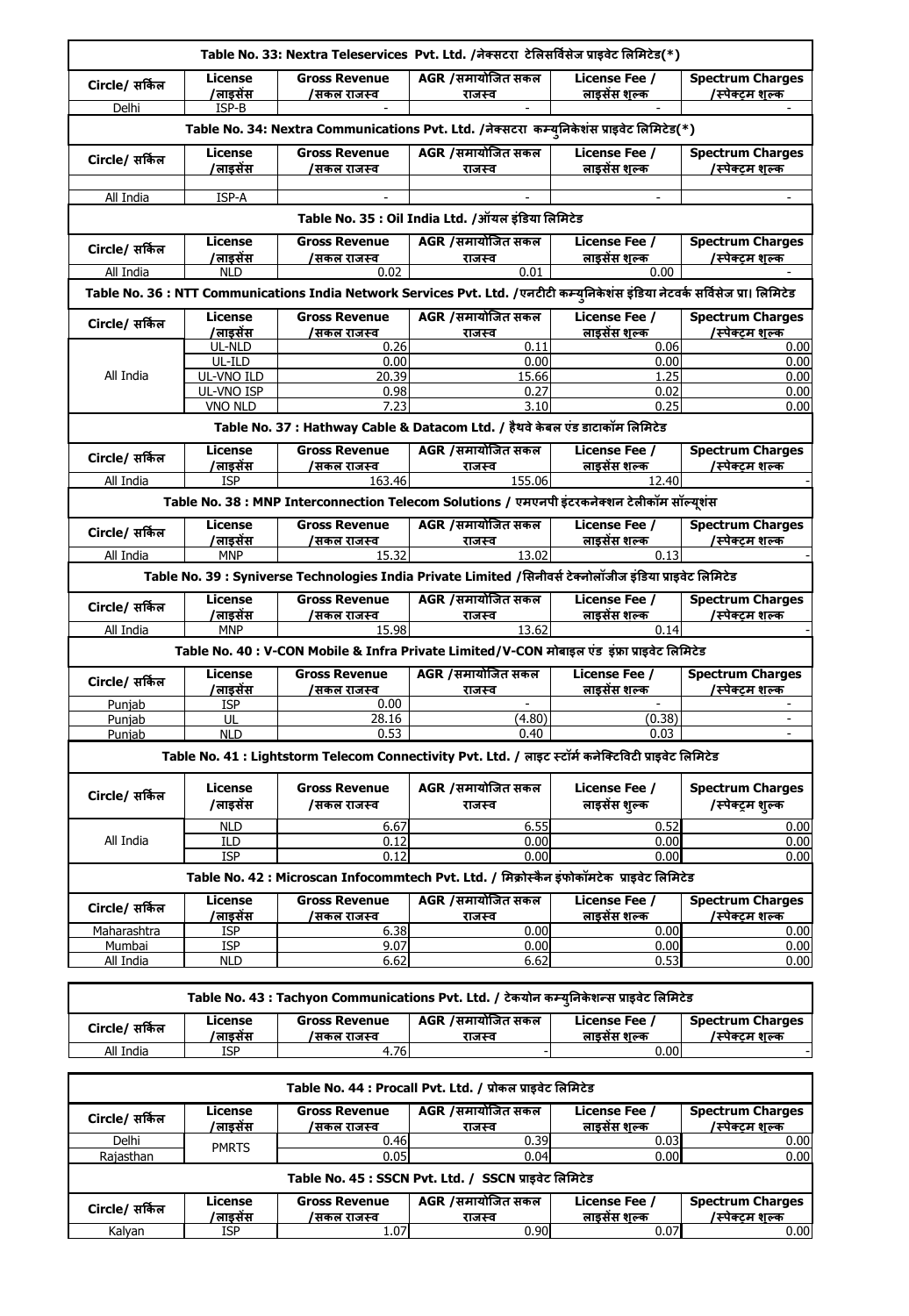### Table No. 33: Nextra Teleservices Pvt. Ltd. /नेक्सटरा टेलिसर्विसेज प्राइवेट लिमिटेड(*)

| Circle/ सर्किल | License /लाइसेंस | Gross Revenue /सकल राजस्व | AGR /समायोजित सकल राजस्व | License Fee / लाइसेंस शुल्क | Spectrum Charges /स्पेक्ट्रम शुल्क |
|---|---|---|---|---|---|
| Delhi | ISP-B | - | - | - | - |

### Table No. 34: Nextra Communications Pvt. Ltd. /नेक्सटरा कम्युनिकेशंस प्राइवेट लिमिटेड(*)

| Circle/ सर्किल | License /लाइसेंस | Gross Revenue /सकल राजस्व | AGR /समायोजित सकल राजस्व | License Fee / लाइसेंस शुल्क | Spectrum Charges /स्पेक्ट्रम शुल्क |
|---|---|---|---|---|---|
| All India | ISP-A | - | - | - | - |

### Table No. 35 : Oil India Ltd. /ऑयल इंडिया लिमिटेड

| Circle/ सर्किल | License /लाइसेंस | Gross Revenue /सकल राजस्व | AGR /समायोजित सकल राजस्व | License Fee / लाइसेंस शुल्क | Spectrum Charges /स्पेक्ट्रम शुल्क |
|---|---|---|---|---|---|
| All India | NLD | 0.02 | 0.01 | 0.00 | - |

### Table No. 36 : NTT Communications India Network Services Pvt. Ltd. /एनटीटी कम्युनिकेशंस इंडिया नेटवर्क सर्विसेज प्रा। लिमिटेड

| Circle/ सर्किल | License /लाइसेंस | Gross Revenue /सकल राजस्व | AGR /समायोजित सकल राजस्व | License Fee / लाइसेंस शुल्क | Spectrum Charges /स्पेक्ट्रम शुल्क |
|---|---|---|---|---|---|
| All India | UL-NLD | 0.26 | 0.11 | 0.06 | 0.00 |
| | UL-ILD | 0.00 | 0.00 | 0.00 | 0.00 |
| | UL-VNO ILD | 20.39 | 15.66 | 1.25 | 0.00 |
| | UL-VNO ISP | 0.98 | 0.27 | 0.02 | 0.00 |
| | VNO NLD | 7.23 | 3.10 | 0.25 | 0.00 |

### Table No. 37 : Hathway Cable & Datacom Ltd. / हैथवे केबल एंड डाटाकॉम लिमिटेड

| Circle/ सर्किल | License /लाइसेंस | Gross Revenue /सकल राजस्व | AGR /समायोजित सकल राजस्व | License Fee / लाइसेंस शुल्क | Spectrum Charges /स्पेक्ट्रम शुल्क |
|---|---|---|---|---|---|
| All India | ISP | 163.46 | 155.06 | 12.40 | - |

### Table No. 38 : MNP Interconnection Telecom Solutions / एमएनपी इंटरकनेक्शन टेलीकॉम सॉल्यूशंस

| Circle/ सर्किल | License /लाइसेंस | Gross Revenue /सकल राजस्व | AGR /समायोजित सकल राजस्व | License Fee / लाइसेंस शुल्क | Spectrum Charges /स्पेक्ट्रम शुल्क |
|---|---|---|---|---|---|
| All India | MNP | 15.32 | 13.02 | 0.13 | - |

### Table No. 39 : Syniverse Technologies India Private Limited /सिनीवर्स टेक्नोलॉजीज इंडिया प्राइवेट लिमिटेड

| Circle/ सर्किल | License /लाइसेंस | Gross Revenue /सकल राजस्व | AGR /समायोजित सकल राजस्व | License Fee / लाइसेंस शुल्क | Spectrum Charges /स्पेक्ट्रम शुल्क |
|---|---|---|---|---|---|
| All India | MNP | 15.98 | 13.62 | 0.14 | - |

### Table No. 40 : V-CON Mobile & Infra Private Limited/V-CON मोबाइल एंड इंफ्रा प्राइवेट लिमिटेड

| Circle/ सर्किल | License /लाइसेंस | Gross Revenue /सकल राजस्व | AGR /समायोजित सकल राजस्व | License Fee / लाइसेंस शुल्क | Spectrum Charges /स्पेक्ट्रम शुल्क |
|---|---|---|---|---|---|
| Punjab | ISP | 0.00 | - | - | - |
| Punjab | UL | 28.16 | (4.80) | (0.38) | - |
| Punjab | NLD | 0.53 | 0.40 | 0.03 | - |

### Table No. 41 : Lightstorm Telecom Connectivity Pvt. Ltd. / लाइट स्टॉर्म कनेक्टिविटी प्राइवेट लिमिटेड

| Circle/ सर्किल | License /लाइसेंस | Gross Revenue /सकल राजस्व | AGR /समायोजित सकल राजस्व | License Fee / लाइसेंस शुल्क | Spectrum Charges /स्पेक्ट्रम शुल्क |
|---|---|---|---|---|---|
| All India | NLD | 6.67 | 6.55 | 0.52 | 0.00 |
| | ILD | 0.12 | 0.00 | 0.00 | 0.00 |
| | ISP | 0.12 | 0.00 | 0.00 | 0.00 |

### Table No. 42 : Microscan Infocommtech Pvt. Ltd. / मिक्रोस्कैन इंफोकॉमटेक प्राइवेट लिमिटेड

| Circle/ सर्किल | License /लाइसेंस | Gross Revenue /सकल राजस्व | AGR /समायोजित सकल राजस्व | License Fee / लाइसेंस शुल्क | Spectrum Charges /स्पेक्ट्रम शुल्क |
|---|---|---|---|---|---|
| Maharashtra | ISP | 6.38 | 0.00 | 0.00 | 0.00 |
| Mumbai | ISP | 9.07 | 0.00 | 0.00 | 0.00 |
| All India | NLD | 6.62 | 6.62 | 0.53 | 0.00 |

### Table No. 43 : Tachyon Communications Pvt. Ltd. / टेकयोन कम्युनिकेशन्स प्राइवेट लिमिटेड

| Circle/ सर्किल | License /लाइसेंस | Gross Revenue /सकल राजस्व | AGR /समायोजित सकल राजस्व | License Fee / लाइसेंस शुल्क | Spectrum Charges /स्पेक्ट्रम शुल्क |
|---|---|---|---|---|---|
| All India | ISP | 4.76 | - | 0.00 | - |

### Table No. 44 : Procall Pvt. Ltd. / प्रोकल प्राइवेट लिमिटेड

| Circle/ सर्किल | License /लाइसेंस | Gross Revenue /सकल राजस्व | AGR /समायोजित सकल राजस्व | License Fee / लाइसेंस शुल्क | Spectrum Charges /स्पेक्ट्रम शुल्क |
|---|---|---|---|---|---|
| Delhi | PMRTS | 0.46 | 0.39 | 0.03 | 0.00 |
| Rajasthan | | 0.05 | 0.04 | 0.00 | 0.00 |

### Table No. 45 : SSCN Pvt. Ltd. / SSCN प्राइवेट लिमिटेड

| Circle/ सर्किल | License /लाइसेंस | Gross Revenue /सकल राजस्व | AGR /समायोजित सकल राजस्व | License Fee / लाइसेंस शुल्क | Spectrum Charges /स्पेक्ट्रम शुल्क |
|---|---|---|---|---|---|
| Kalyan | ISP | 1.07 | 0.90 | 0.07 | 0.00 |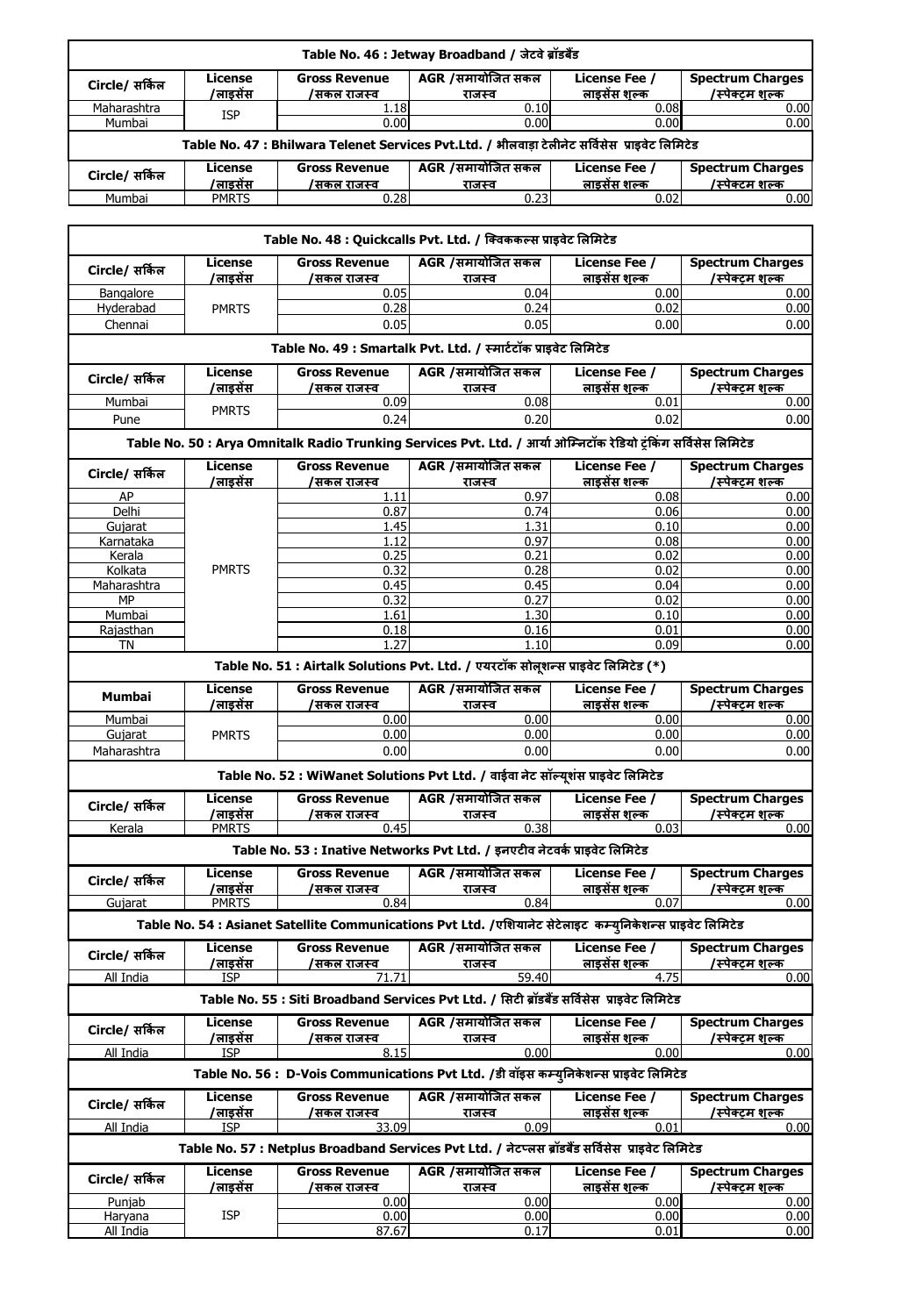| Table No. 46 : Jetway Broadband / जेटवे ब्रॉडबैंड | | | | | |
|---|---|---|---|---|---|
| Circle/ सर्किल | License /लाइसेंस | Gross Revenue /सकल राजस्व | AGR /समायोजित सकल राजस्व | License Fee / लाइसेंस शुल्क | Spectrum Charges /स्पेक्ट्रम शुल्क |
| Maharashtra | ISP | 1.18 | 0.10 | 0.08 | 0.00 |
| Mumbai | | 0.00 | 0.00 | 0.00 | 0.00 |

| Table No. 47 : Bhilwara Telenet Services Pvt.Ltd. / भीलवाड़ा टेलीनेट सर्विसेस प्राइवेट लिमिटेड | | | | | |
|---|---|---|---|---|---|
| Circle/ सर्किल | License /लाइसेंस | Gross Revenue /सकल राजस्व | AGR /समायोजित सकल राजस्व | License Fee / लाइसेंस शुल्क | Spectrum Charges /स्पेक्ट्रम शुल्क |
| Mumbai | PMRTS | 0.28 | 0.23 | 0.02 | 0.00 |

| Table No. 48 : Quickcalls Pvt. Ltd. / क्विककल्स प्राइवेट लिमिटेड | | | | | |
|---|---|---|---|---|---|
| Circle/ सर्किल | License /लाइसेंस | Gross Revenue /सकल राजस्व | AGR /समायोजित सकल राजस्व | License Fee / लाइसेंस शुल्क | Spectrum Charges /स्पेक्ट्रम शुल्क |
| Bangalore | PMRTS | 0.05 | 0.04 | 0.00 | 0.00 |
| Hyderabad | | 0.28 | 0.24 | 0.02 | 0.00 |
| Chennai | | 0.05 | 0.05 | 0.00 | 0.00 |

| Table No. 49 : Smartalk Pvt. Ltd. / स्मार्टटॉक प्राइवेट लिमिटेड | | | | | |
|---|---|---|---|---|---|
| Circle/ सर्किल | License /लाइसेंस | Gross Revenue /सकल राजस्व | AGR /समायोजित सकल राजस्व | License Fee / लाइसेंस शुल्क | Spectrum Charges /स्पेक्ट्रम शुल्क |
| Mumbai | PMRTS | 0.09 | 0.08 | 0.01 | 0.00 |
| Pune | | 0.24 | 0.20 | 0.02 | 0.00 |

| Table No. 50 : Arya Omnitalk Radio Trunking Services Pvt. Ltd. / आर्या ओम्निटॉक रेडियो ट्रंकिंग सर्विसेस लिमिटेड | | | | | |
|---|---|---|---|---|---|
| Circle/ सर्किल | License /लाइसेंस | Gross Revenue /सकल राजस्व | AGR /समायोजित सकल राजस्व | License Fee / लाइसेंस शुल्क | Spectrum Charges /स्पेक्ट्रम शुल्क |
| AP | PMRTS | 1.11 | 0.97 | 0.08 | 0.00 |
| Delhi | | 0.87 | 0.74 | 0.06 | 0.00 |
| Gujarat | | 1.45 | 1.31 | 0.10 | 0.00 |
| Karnataka | | 1.12 | 0.97 | 0.08 | 0.00 |
| Kerala | | 0.25 | 0.21 | 0.02 | 0.00 |
| Kolkata | | 0.32 | 0.28 | 0.02 | 0.00 |
| Maharashtra | | 0.45 | 0.45 | 0.04 | 0.00 |
| MP | | 0.32 | 0.27 | 0.02 | 0.00 |
| Mumbai | | 1.61 | 1.30 | 0.10 | 0.00 |
| Rajasthan | | 0.18 | 0.16 | 0.01 | 0.00 |
| TN | | 1.27 | 1.10 | 0.09 | 0.00 |

| Table No. 51 : Airtalk Solutions Pvt. Ltd. / एयरटॉक सोलूशन्स प्राइवेट लिमिटेड (*) | | | | | |
|---|---|---|---|---|---|
| Mumbai | License /लाइसेंस | Gross Revenue /सकल राजस्व | AGR /समायोजित सकल राजस्व | License Fee / लाइसेंस शुल्क | Spectrum Charges /स्पेक्ट्रम शुल्क |
| Mumbai | PMRTS | 0.00 | 0.00 | 0.00 | 0.00 |
| Gujarat | | 0.00 | 0.00 | 0.00 | 0.00 |
| Maharashtra | | 0.00 | 0.00 | 0.00 | 0.00 |

| Table No. 52 : WiWanet Solutions Pvt Ltd. / वाईवा नेट सॉल्यूशंस प्राइवेट लिमिटेड | | | | | |
|---|---|---|---|---|---|
| Circle/ सर्किल | License /लाइसेंस | Gross Revenue /सकल राजस्व | AGR /समायोजित सकल राजस्व | License Fee / लाइसेंस शुल्क | Spectrum Charges /स्पेक्ट्रम शुल्क |
| Kerala | PMRTS | 0.45 | 0.38 | 0.03 | 0.00 |

| Table No. 53 : Inative Networks Pvt Ltd. / इनएटीव नेटवर्क प्राइवेट लिमिटेड | | | | | |
|---|---|---|---|---|---|
| Circle/ सर्किल | License /लाइसेंस | Gross Revenue /सकल राजस्व | AGR /समायोजित सकल राजस्व | License Fee / लाइसेंस शुल्क | Spectrum Charges /स्पेक्ट्रम शुल्क |
| Gujarat | PMRTS | 0.84 | 0.84 | 0.07 | 0.00 |

| Table No. 54 : Asianet Satellite Communications Pvt Ltd. /एशियानेट सेटेलाइट कम्युनिकेशन्स प्राइवेट लिमिटेड | | | | | |
|---|---|---|---|---|---|
| Circle/ सर्किल | License /लाइसेंस | Gross Revenue /सकल राजस्व | AGR /समायोजित सकल राजस्व | License Fee / लाइसेंस शुल्क | Spectrum Charges /स्पेक्ट्रम शुल्क |
| All India | ISP | 71.71 | 59.40 | 4.75 | 0.00 |

| Table No. 55 : Siti Broadband Services Pvt Ltd. / सिटी ब्रॉडबैंड सर्विसेस प्राइवेट लिमिटेड | | | | | |
|---|---|---|---|---|---|
| Circle/ सर्किल | License /लाइसेंस | Gross Revenue /सकल राजस्व | AGR /समायोजित सकल राजस्व | License Fee / लाइसेंस शुल्क | Spectrum Charges /स्पेक्ट्रम शुल्क |
| All India | ISP | 8.15 | 0.00 | 0.00 | 0.00 |

| Table No. 56 : D-Vois Communications Pvt Ltd. /डी वॉइस कम्युनिकेशन्स प्राइवेट लिमिटेड | | | | | |
|---|---|---|---|---|---|
| Circle/ सर्किल | License /लाइसेंस | Gross Revenue /सकल राजस्व | AGR /समायोजित सकल राजस्व | License Fee / लाइसेंस शुल्क | Spectrum Charges /स्पेक्ट्रम शुल्क |
| All India | ISP | 33.09 | 0.09 | 0.01 | 0.00 |

| Table No. 57 : Netplus Broadband Services Pvt Ltd. / नेटप्लस ब्रॉडबैंड सर्विसेस प्राइवेट लिमिटेड | | | | | |
|---|---|---|---|---|---|
| Circle/ सर्किल | License /लाइसेंस | Gross Revenue /सकल राजस्व | AGR /समायोजित सकल राजस्व | License Fee / लाइसेंस शुल्क | Spectrum Charges /स्पेक्ट्रम शुल्क |
| Punjab | ISP | 0.00 | 0.00 | 0.00 | 0.00 |
| Haryana | | 0.00 | 0.00 | 0.00 | 0.00 |
| All India | | 87.67 | 0.17 | 0.01 | 0.00 |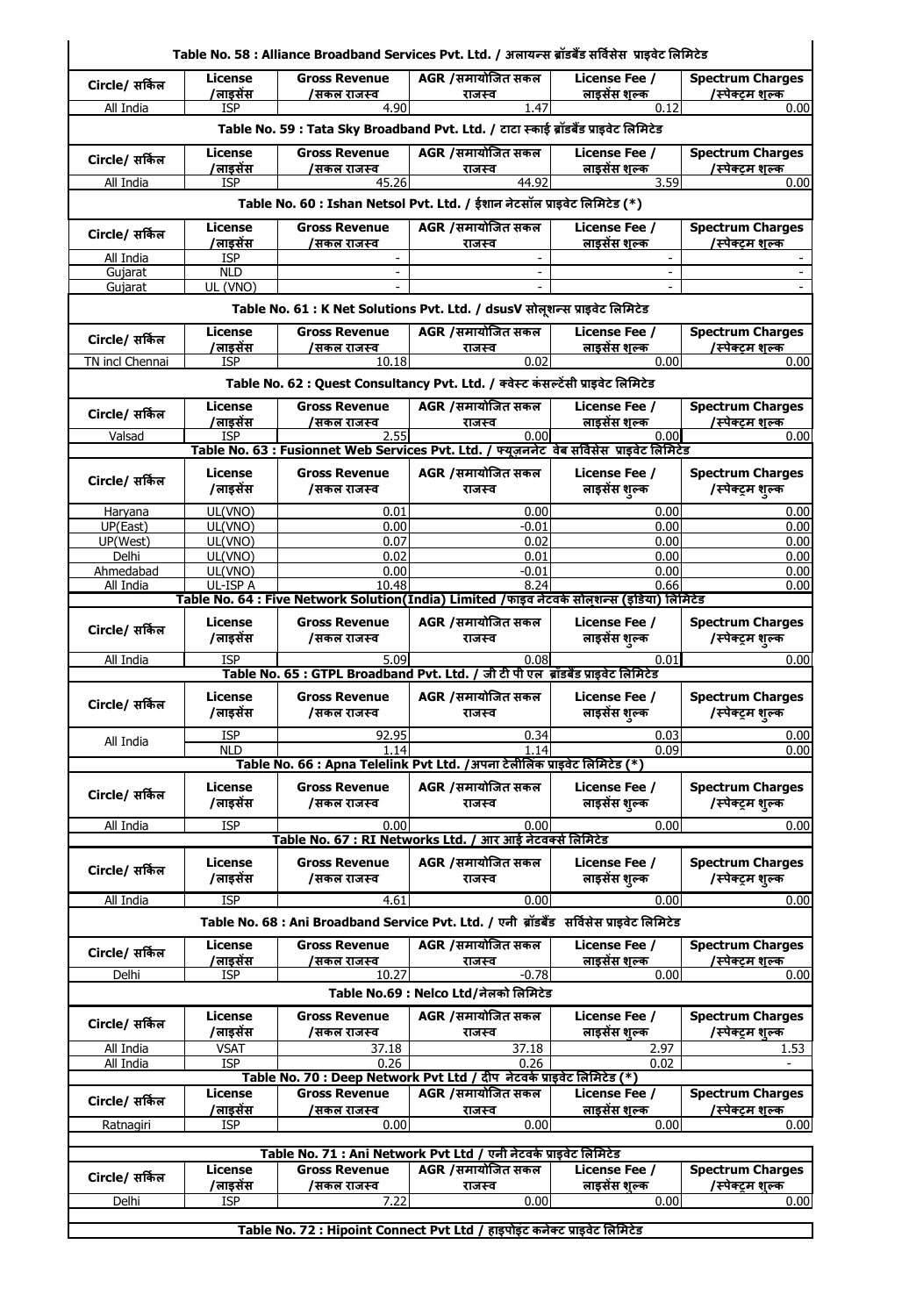**Table No. 58 : Alliance Broadband Services Pvt. Ltd. / अलायन्स ब्रॉडबैंड सर्विसेस प्राइवेट लिमिटेड**

| Circle/ सर्किल | License /लाइसेंस | Gross Revenue /सकल राजस्व | AGR /समायोजित सकल राजस्व | License Fee / लाइसेंस शुल्क | Spectrum Charges /स्पेक्ट्रम शुल्क |
|---|---|---|---|---|---|
| All India | ISP | 4.90 | 1.47 | 0.12 | 0.00 |

**Table No. 59 : Tata Sky Broadband Pvt. Ltd. / टाटा स्काई ब्रॉडबैंड प्राइवेट लिमिटेड**

| Circle/ सर्किल | License /लाइसेंस | Gross Revenue /सकल राजस्व | AGR /समायोजित सकल राजस्व | License Fee / लाइसेंस शुल्क | Spectrum Charges /स्पेक्ट्रम शुल्क |
|---|---|---|---|---|---|
| All India | ISP | 45.26 | 44.92 | 3.59 | 0.00 |

**Table No. 60 : Ishan Netsol Pvt. Ltd. / ईशान नेटसॉल प्राइवेट लिमिटेड (*)**

| Circle/ सर्किल | License /लाइसेंस | Gross Revenue /सकल राजस्व | AGR /समायोजित सकल राजस्व | License Fee / लाइसेंस शुल्क | Spectrum Charges /स्पेक्ट्रम शुल्क |
|---|---|---|---|---|---|
| All India | ISP | - | - | - | - |
| Gujarat | NLD | - | - | - | - |
| Gujarat | UL (VNO) | - | - | - | - |

**Table No. 61 : K Net Solutions Pvt. Ltd. / dsusV सोलूशन्स प्राइवेट लिमिटेड**

| Circle/ सर्किल | License /लाइसेंस | Gross Revenue /सकल राजस्व | AGR /समायोजित सकल राजस्व | License Fee / लाइसेंस शुल्क | Spectrum Charges /स्पेक्ट्रम शुल्क |
|---|---|---|---|---|---|
| TN incl Chennai | ISP | 10.18 | 0.02 | 0.00 | 0.00 |

**Table No. 62 : Quest Consultancy Pvt. Ltd. / क्वेस्ट कंसल्टेंसी प्राइवेट लिमिटेड**

| Circle/ सर्किल | License /लाइसेंस | Gross Revenue /सकल राजस्व | AGR /समायोजित सकल राजस्व | License Fee / लाइसेंस शुल्क | Spectrum Charges /स्पेक्ट्रम शुल्क |
|---|---|---|---|---|---|
| Valsad | ISP | 2.55 | 0.00 | 0.00 | 0.00 |

**Table No. 63 : Fusionnet Web Services Pvt. Ltd. / फ्यूज़ननेट वेब सर्विसेस प्राइवेट लिमिटेड**

| Circle/ सर्किल | License /लाइसेंस | Gross Revenue /सकल राजस्व | AGR /समायोजित सकल राजस्व | License Fee / लाइसेंस शुल्क | Spectrum Charges /स्पेक्ट्रम शुल्क |
|---|---|---|---|---|---|
| Haryana | UL(VNO) | 0.01 | 0.00 | 0.00 | 0.00 |
| UP(East) | UL(VNO) | 0.00 | -0.01 | 0.00 | 0.00 |
| UP(West) | UL(VNO) | 0.07 | 0.02 | 0.00 | 0.00 |
| Delhi | UL(VNO) | 0.02 | 0.01 | 0.00 | 0.00 |
| Ahmedabad | UL(VNO) | 0.00 | -0.01 | 0.00 | 0.00 |
| All India | UL-ISP A | 10.48 | 8.24 | 0.66 | 0.00 |

**Table No. 64 : Five Network Solution(India) Limited /फाइव नेटवर्क सोलूशन्स (इंडिया) लिमिटेड**

| Circle/ सर्किल | License /लाइसेंस | Gross Revenue /सकल राजस्व | AGR /समायोजित सकल राजस्व | License Fee / लाइसेंस शुल्क | Spectrum Charges /स्पेक्ट्रम शुल्क |
|---|---|---|---|---|---|
| All India | ISP | 5.09 | 0.08 | 0.01 | 0.00 |

**Table No. 65 : GTPL Broadband Pvt. Ltd. / जी टी पी एल ब्रॉडबैंड प्राइवेट लिमिटेड**

| Circle/ सर्किल | License /लाइसेंस | Gross Revenue /सकल राजस्व | AGR /समायोजित सकल राजस्व | License Fee / लाइसेंस शुल्क | Spectrum Charges /स्पेक्ट्रम शुल्क |
|---|---|---|---|---|---|
| All India | ISP | 92.95 | 0.34 | 0.03 | 0.00 |
| | NLD | 1.14 | 1.14 | 0.09 | 0.00 |

**Table No. 66 : Apna Telelink Pvt Ltd. /अपना टेलीलिंक प्राइवेट लिमिटेड (*)**

| Circle/ सर्किल | License /लाइसेंस | Gross Revenue /सकल राजस्व | AGR /समायोजित सकल राजस्व | License Fee / लाइसेंस शुल्क | Spectrum Charges /स्पेक्ट्रम शुल्क |
|---|---|---|---|---|---|
| All India | ISP | 0.00 | 0.00 | 0.00 | 0.00 |

**Table No. 67 : RI Networks Ltd. / आर आई नेटवर्क्स लिमिटेड**

| Circle/ सर्किल | License /लाइसेंस | Gross Revenue /सकल राजस्व | AGR /समायोजित सकल राजस्व | License Fee / लाइसेंस शुल्क | Spectrum Charges /स्पेक्ट्रम शुल्क |
|---|---|---|---|---|---|
| All India | ISP | 4.61 | 0.00 | 0.00 | 0.00 |

**Table No. 68 : Ani Broadband Service Pvt. Ltd. / एनी ब्रॉडबैंड सर्विसेस प्राइवेट लिमिटेड**

| Circle/ सर्किल | License /लाइसेंस | Gross Revenue /सकल राजस्व | AGR /समायोजित सकल राजस्व | License Fee / लाइसेंस शुल्क | Spectrum Charges /स्पेक्ट्रम शुल्क |
|---|---|---|---|---|---|
| Delhi | ISP | 10.27 | -0.78 | 0.00 | 0.00 |

**Table No.69 : Nelco Ltd/नेलको लिमिटेड**

| Circle/ सर्किल | License /लाइसेंस | Gross Revenue /सकल राजस्व | AGR /समायोजित सकल राजस्व | License Fee / लाइसेंस शुल्क | Spectrum Charges /स्पेक्ट्रम शुल्क |
|---|---|---|---|---|---|
| All India | VSAT | 37.18 | 37.18 | 2.97 | 1.53 |
| All India | ISP | 0.26 | 0.26 | 0.02 | - |

**Table No. 70 : Deep Network Pvt Ltd / दीप नेटवर्क प्राइवेट लिमिटेड (*)**

| Circle/ सर्किल | License /लाइसेंस | Gross Revenue /सकल राजस्व | AGR /समायोजित सकल राजस्व | License Fee / लाइसेंस शुल्क | Spectrum Charges /स्पेक्ट्रम शुल्क |
|---|---|---|---|---|---|
| Ratnagiri | ISP | 0.00 | 0.00 | 0.00 | 0.00 |

**Table No. 71 : Ani Network Pvt Ltd / एनी नेटवर्क प्राइवेट लिमिटेड**

| Circle/ सर्किल | License /लाइसेंस | Gross Revenue /सकल राजस्व | AGR /समायोजित सकल राजस्व | License Fee / लाइसेंस शुल्क | Spectrum Charges /स्पेक्ट्रम शुल्क |
|---|---|---|---|---|---|
| Delhi | ISP | 7.22 | 0.00 | 0.00 | 0.00 |

**Table No. 72 : Hipoint Connect Pvt Ltd / हाइपोइंट कनेक्ट प्राइवेट लिमिटेड**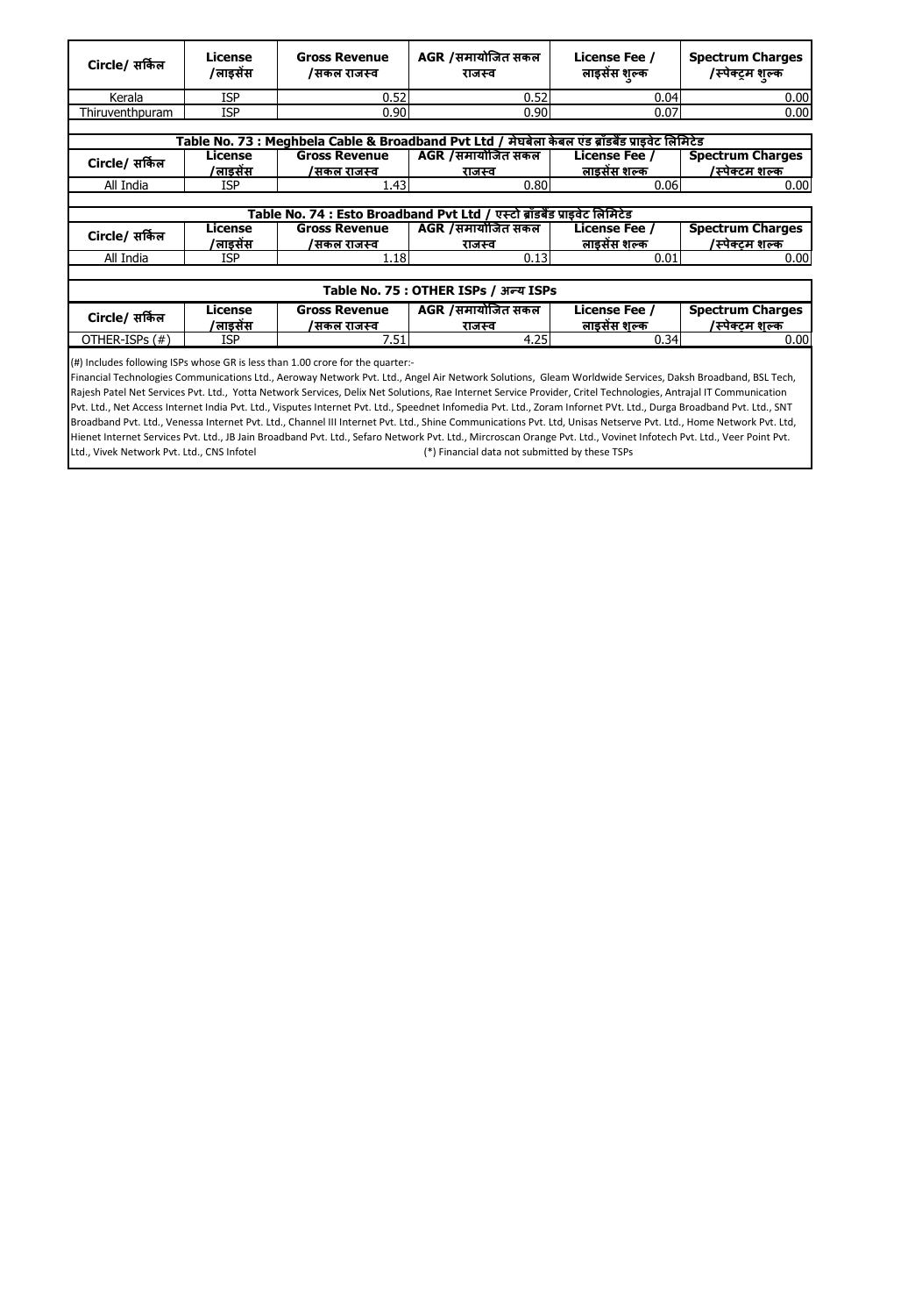| Circle/ सर्किल | License /लाइसेंस | Gross Revenue /सकल राजस्व | AGR /समायोजित सकल राजस्व | License Fee / लाइसेंस शुल्क | Spectrum Charges /स्पेक्ट्रम शुल्क |
|---|---|---|---|---|---|
| Kerala | ISP | 0.52 | 0.52 | 0.04 | 0.00 |
| Thiruventhpuram | ISP | 0.90 | 0.90 | 0.07 | 0.00 |

**Table No. 73 : Meghbela Cable & Broadband Pvt Ltd / मेघबेला केबल एंड ब्रॉडबैंड प्राइवेट लिमिटेड**

| Circle/ सर्किल | License /लाइसेंस | Gross Revenue /सकल राजस्व | AGR /समायोजित सकल राजस्व | License Fee / लाइसेंस शुल्क | Spectrum Charges /स्पेक्ट्रम शुल्क |
|---|---|---|---|---|---|
| All India | ISP | 1.43 | 0.80 | 0.06 | 0.00 |

**Table No. 74 : Esto Broadband Pvt Ltd / एस्टो ब्रॉडबैंड प्राइवेट लिमिटेड**

| Circle/ सर्किल | License /लाइसेंस | Gross Revenue /सकल राजस्व | AGR /समायोजित सकल राजस्व | License Fee / लाइसेंस शुल्क | Spectrum Charges /स्पेक्ट्रम शुल्क |
|---|---|---|---|---|---|
| All India | ISP | 1.18 | 0.13 | 0.01 | 0.00 |

**Table No. 75 : OTHER ISPs / अन्य ISPs**

| Circle/ सर्किल | License /लाइसेंस | Gross Revenue /सकल राजस्व | AGR /समायोजित सकल राजस्व | License Fee / लाइसेंस शुल्क | Spectrum Charges /स्पेक्ट्रम शुल्क |
|---|---|---|---|---|---|
| OTHER-ISPs (#) | ISP | 7.51 | 4.25 | 0.34 | 0.00 |

(#) Includes following ISPs whose GR is less than 1.00 crore for the quarter:-
Financial Technologies Communications Ltd., Aeroway Network Pvt. Ltd., Angel Air Network Solutions, Gleam Worldwide Services, Daksh Broadband, BSL Tech, Rajesh Patel Net Services Pvt. Ltd., Yotta Network Services, Delix Net Solutions, Rae Internet Service Provider, Critel Technologies, Antrajal IT Communication Pvt. Ltd., Net Access Internet India Pvt. Ltd., Visputes Internet Pvt. Ltd., Speednet Infomedia Pvt. Ltd., Zoram Infornet PVt. Ltd., Durga Broadband Pvt. Ltd., SNT Broadband Pvt. Ltd., Venessa Internet Pvt. Ltd., Channel III Internet Pvt. Ltd., Shine Communications Pvt. Ltd, Unisas Netserve Pvt. Ltd., Home Network Pvt. Ltd, Hienet Internet Services Pvt. Ltd., JB Jain Broadband Pvt. Ltd., Sefaro Network Pvt. Ltd., Mircroscan Orange Pvt. Ltd., Vovinet Infotech Pvt. Ltd., Veer Point Pvt. Ltd., Vivek Network Pvt. Ltd., CNS Infotel

(*) Financial data not submitted by these TSPs